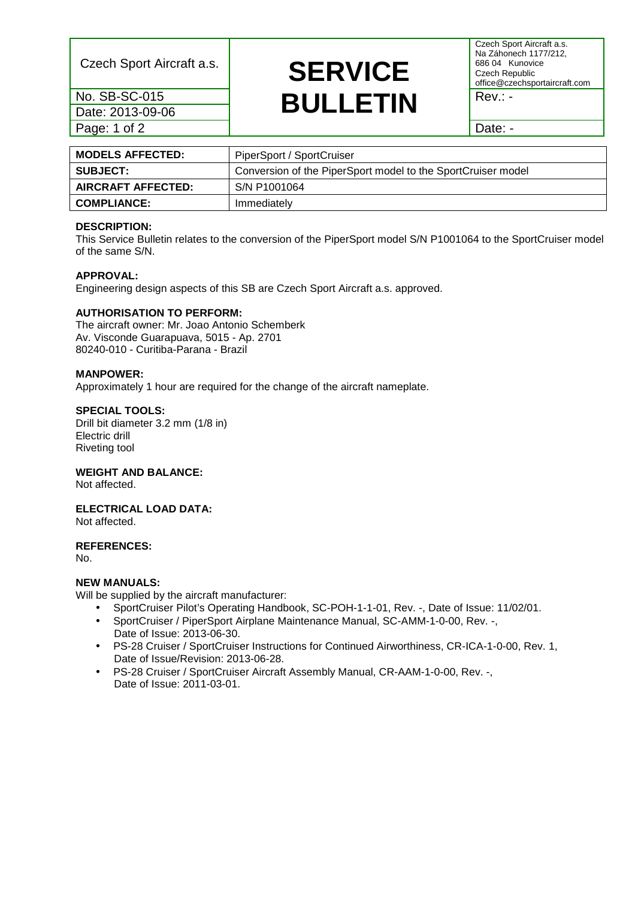| Czech Sport Aircraft a.s. | **SERVICE BULLETIN** | Czech Sport Aircraft a.s.<br>Na Záhonech 1177/212,<br>686 04 Kunovice<br>Czech Republic<br>office@czechsportaircraft.com |
|---|---|---|
| No. SB-SC-015 | | Rev.: - |
| Date: 2013-09-06 | | |
| | | Date: - |

| **MODELS AFFECTED:** | PiperSport / SportCruiser |
|---|---|
| **SUBJECT:** | Conversion of the PiperSport model to the SportCruiser model |
| **AIRCRAFT AFFECTED:** | S/N P1001064 |
| **COMPLIANCE:** | Immediately |

**DESCRIPTION:**
This Service Bulletin relates to the conversion of the PiperSport model S/N P1001064 to the SportCruiser model of the same S/N.

**APPROVAL:**
Engineering design aspects of this SB are Czech Sport Aircraft a.s. approved.

**AUTHORISATION TO PERFORM:**
The aircraft owner: Mr. Joao Antonio Schemberk
Av. Visconde Guarapuava, 5015 - Ap. 2701
80240-010 - Curitiba-Parana - Brazil

**MANPOWER:**
Approximately 1 hour are required for the change of the aircraft nameplate.

**SPECIAL TOOLS:**
Drill bit diameter 3.2 mm (1/8 in)
Electric drill
Riveting tool

**WEIGHT AND BALANCE:**
Not affected.

**ELECTRICAL LOAD DATA:**
Not affected.

**REFERENCES:**
No.

**NEW MANUALS:**
Will be supplied by the aircraft manufacturer:

- SportCruiser Pilot's Operating Handbook, SC-POH-1-1-01, Rev. -, Date of Issue: 11/02/01.
- SportCruiser / PiperSport Airplane Maintenance Manual, SC-AMM-1-0-00, Rev. -, Date of Issue: 2013-06-30.
- PS-28 Cruiser / SportCruiser Instructions for Continued Airworthiness, CR-ICA-1-0-00, Rev. 1, Date of Issue/Revision: 2013-06-28.
- PS-28 Cruiser / SportCruiser Aircraft Assembly Manual, CR-AAM-1-0-00, Rev. -, Date of Issue: 2011-03-01.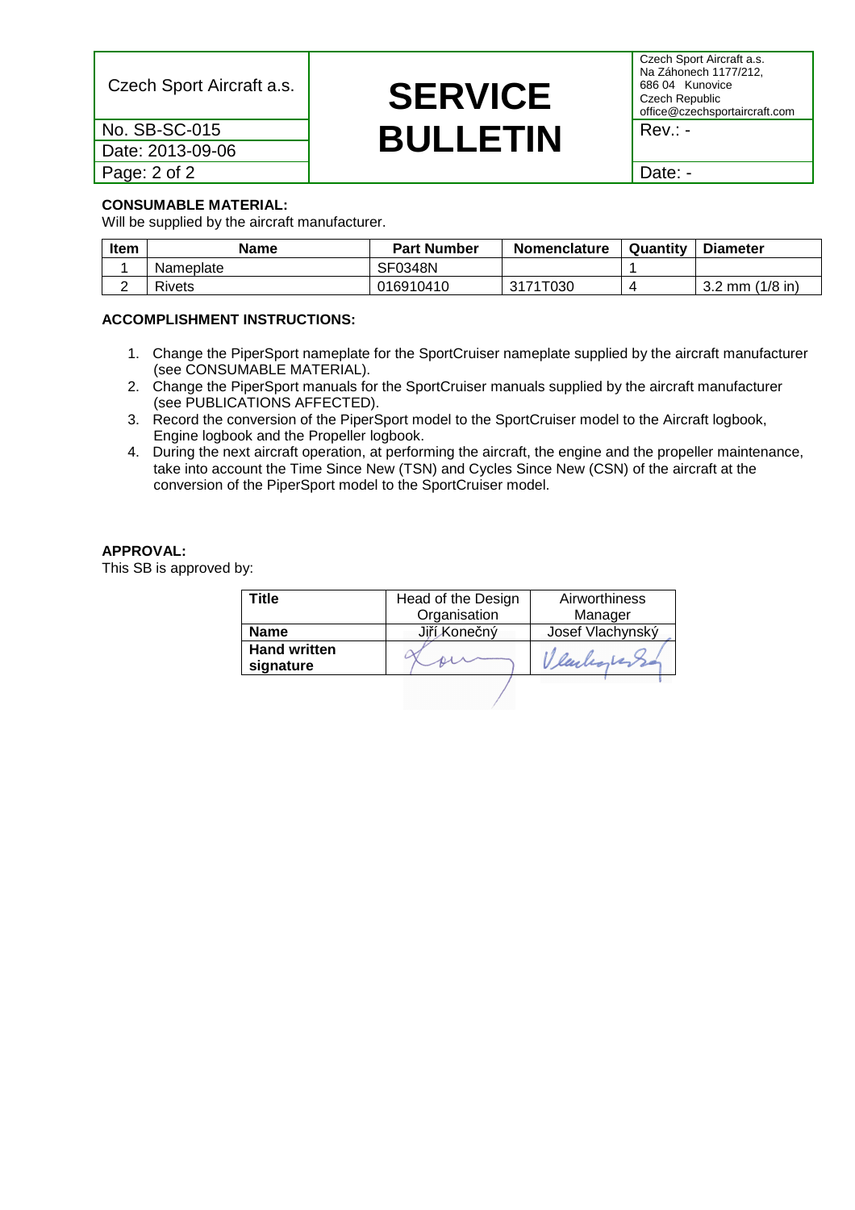**CONSUMABLE MATERIAL:**

Will be supplied by the aircraft manufacturer.

| Item | Name | Part Number | Nomenclature | Quantity | Diameter |
|---|---|---|---|---|---|
| 1 | Nameplate | SF0348N | | 1 | |
| 2 | Rivets | 016910410 | 3171T030 | 4 | 3.2 mm (1/8 in) |

**ACCOMPLISHMENT INSTRUCTIONS:**

1. Change the PiperSport nameplate for the SportCruiser nameplate supplied by the aircraft manufacturer (see CONSUMABLE MATERIAL).
2. Change the PiperSport manuals for the SportCruiser manuals supplied by the aircraft manufacturer (see PUBLICATIONS AFFECTED).
3. Record the conversion of the PiperSport model to the SportCruiser model to the Aircraft logbook, Engine logbook and the Propeller logbook.
4. During the next aircraft operation, at performing the aircraft, the engine and the propeller maintenance, take into account the Time Since New (TSN) and Cycles Since New (CSN) of the aircraft at the conversion of the PiperSport model to the SportCruiser model.

**APPROVAL:**

This SB is approved by:

| **Title** | Head of the Design Organisation | Airworthiness Manager |
|---|---|---|
| **Name** | Jiří Konečný | Josef Vlachynský |
| **Hand written signature** | | |